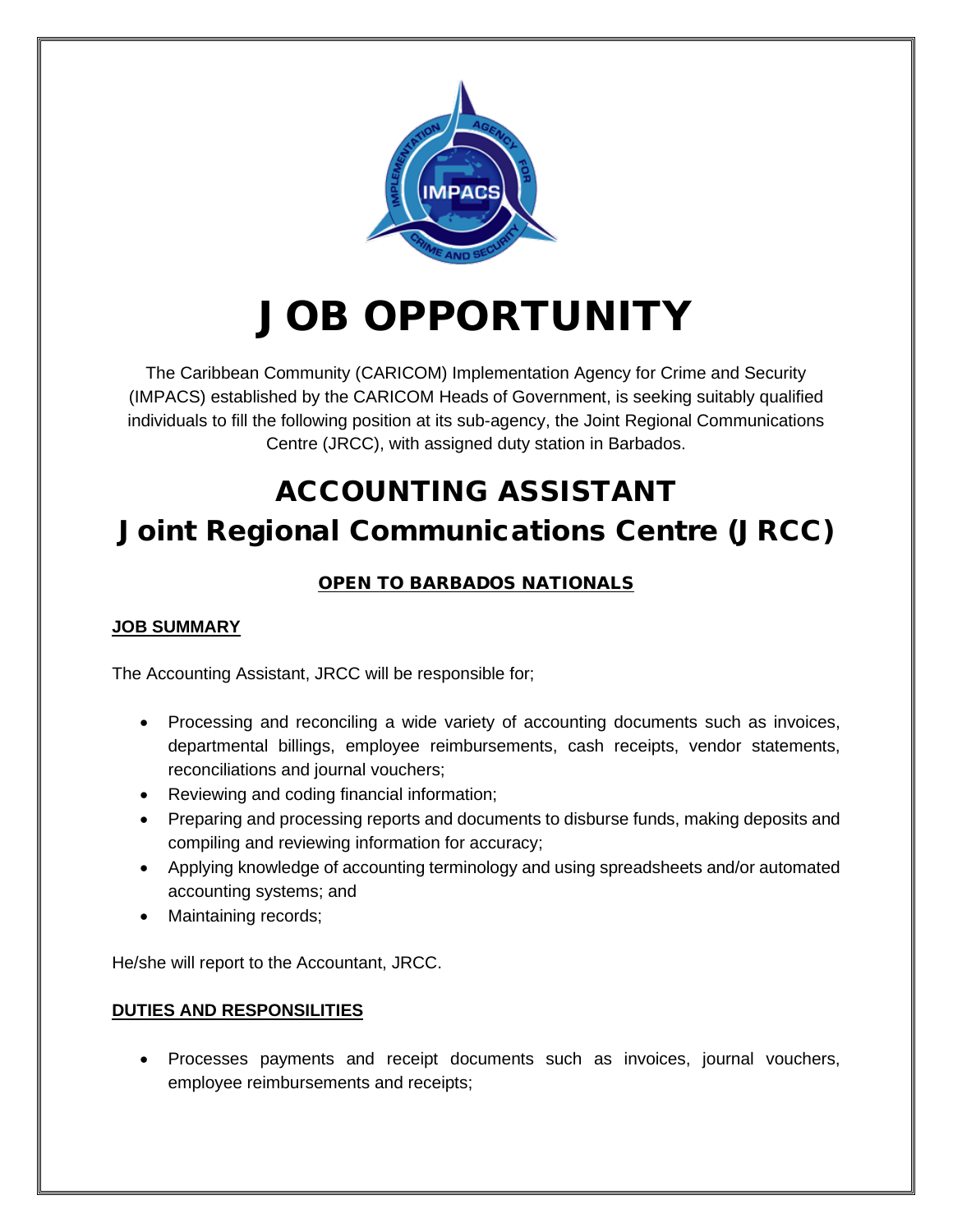# JOB OPPORTUNITY

The Caribbean Community (CARICOM) Implementation Agency for Crime and Security (IMPACS) established by the CARICOM Heads of Government, is seeking suitably qualified individuals to fill the following position at its sub-agency, the Joint Regional Communications Centre (JRCC), with assigned duty station in Barbados.

## ACCOUNTING ASSISTANT
## Joint Regional Communications Centre (JRCC)

**OPEN TO BARBADOS NATIONALS**

### JOB SUMMARY

The Accounting Assistant, JRCC will be responsible for;

- Processing and reconciling a wide variety of accounting documents such as invoices, departmental billings, employee reimbursements, cash receipts, vendor statements, reconciliations and journal vouchers;
- Reviewing and coding financial information;
- Preparing and processing reports and documents to disburse funds, making deposits and compiling and reviewing information for accuracy;
- Applying knowledge of accounting terminology and using spreadsheets and/or automated accounting systems; and
- Maintaining records;

He/she will report to the Accountant, JRCC.

### DUTIES AND RESPONSILITIES

- Processes payments and receipt documents such as invoices, journal vouchers, employee reimbursements and receipts;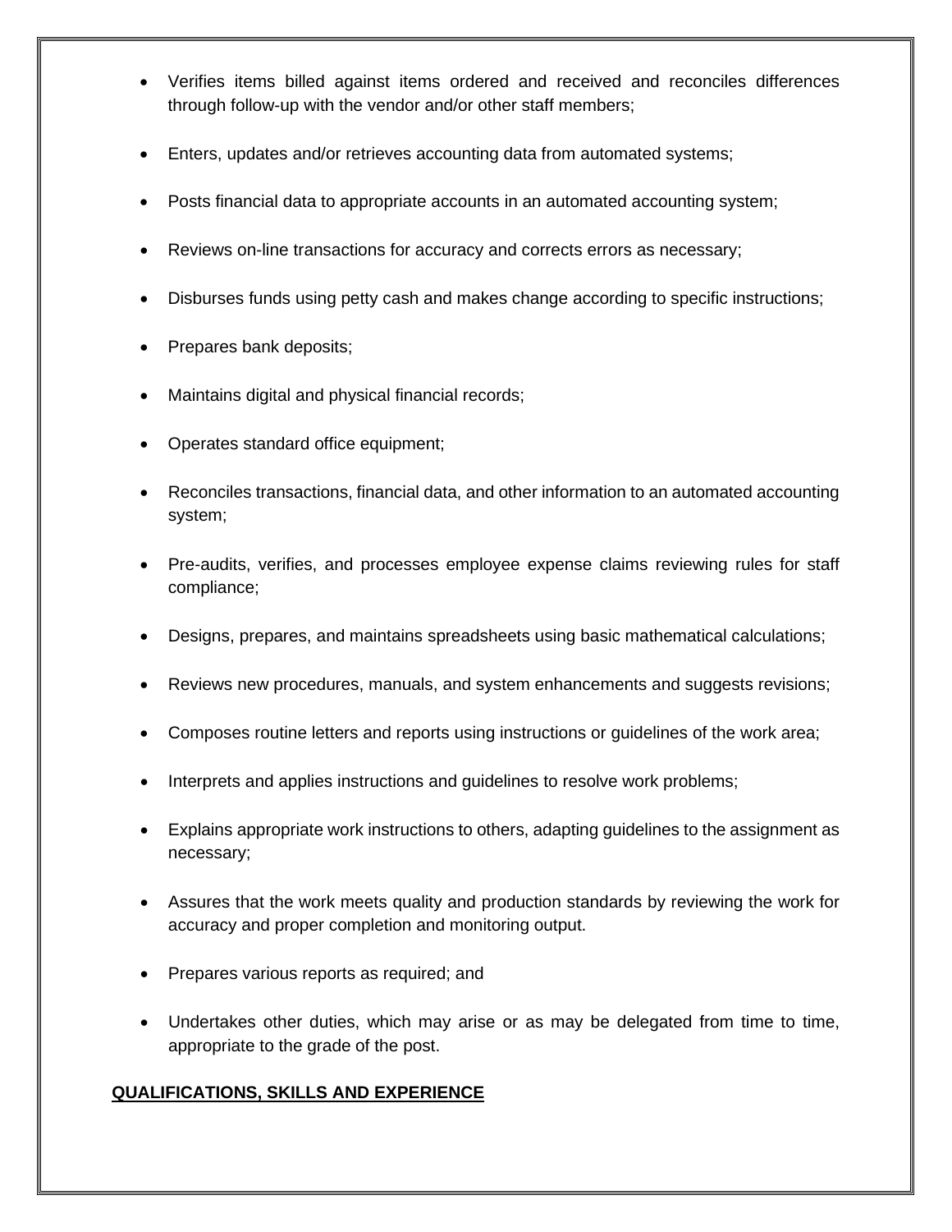- Verifies items billed against items ordered and received and reconciles differences through follow-up with the vendor and/or other staff members;
- Enters, updates and/or retrieves accounting data from automated systems;
- Posts financial data to appropriate accounts in an automated accounting system;
- Reviews on-line transactions for accuracy and corrects errors as necessary;
- Disburses funds using petty cash and makes change according to specific instructions;
- Prepares bank deposits;
- Maintains digital and physical financial records;
- Operates standard office equipment;
- Reconciles transactions, financial data, and other information to an automated accounting system;
- Pre-audits, verifies, and processes employee expense claims reviewing rules for staff compliance;
- Designs, prepares, and maintains spreadsheets using basic mathematical calculations;
- Reviews new procedures, manuals, and system enhancements and suggests revisions;
- Composes routine letters and reports using instructions or guidelines of the work area;
- Interprets and applies instructions and guidelines to resolve work problems;
- Explains appropriate work instructions to others, adapting guidelines to the assignment as necessary;
- Assures that the work meets quality and production standards by reviewing the work for accuracy and proper completion and monitoring output.
- Prepares various reports as required; and
- Undertakes other duties, which may arise or as may be delegated from time to time, appropriate to the grade of the post.

## QUALIFICATIONS, SKILLS AND EXPERIENCE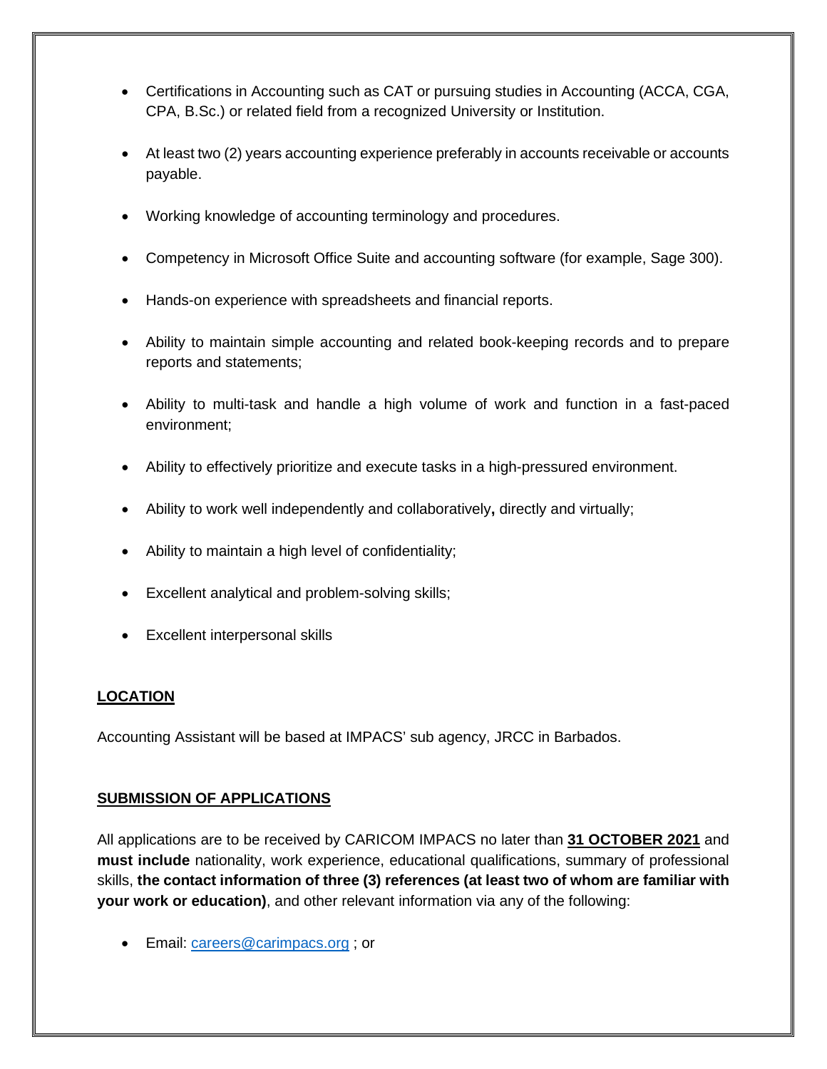- Certifications in Accounting such as CAT or pursuing studies in Accounting (ACCA, CGA, CPA, B.Sc.) or related field from a recognized University or Institution.

- At least two (2) years accounting experience preferably in accounts receivable or accounts payable.

- Working knowledge of accounting terminology and procedures.

- Competency in Microsoft Office Suite and accounting software (for example, Sage 300).

- Hands-on experience with spreadsheets and financial reports.

- Ability to maintain simple accounting and related book-keeping records and to prepare reports and statements;

- Ability to multi-task and handle a high volume of work and function in a fast-paced environment;

- Ability to effectively prioritize and execute tasks in a high-pressured environment.

- Ability to work well independently and collaboratively**,** directly and virtually;

- Ability to maintain a high level of confidentiality;

- Excellent analytical and problem-solving skills;

- Excellent interpersonal skills

**LOCATION**

Accounting Assistant will be based at IMPACS' sub agency, JRCC in Barbados.

**SUBMISSION OF APPLICATIONS**

All applications are to be received by CARICOM IMPACS no later than **31 OCTOBER 2021** and **must include** nationality, work experience, educational qualifications, summary of professional skills, **the contact information of three (3) references (at least two of whom are familiar with your work or education)**, and other relevant information via any of the following:

- Email: [careers@carimpacs.org](mailto:careers@carimpacs.org) ; or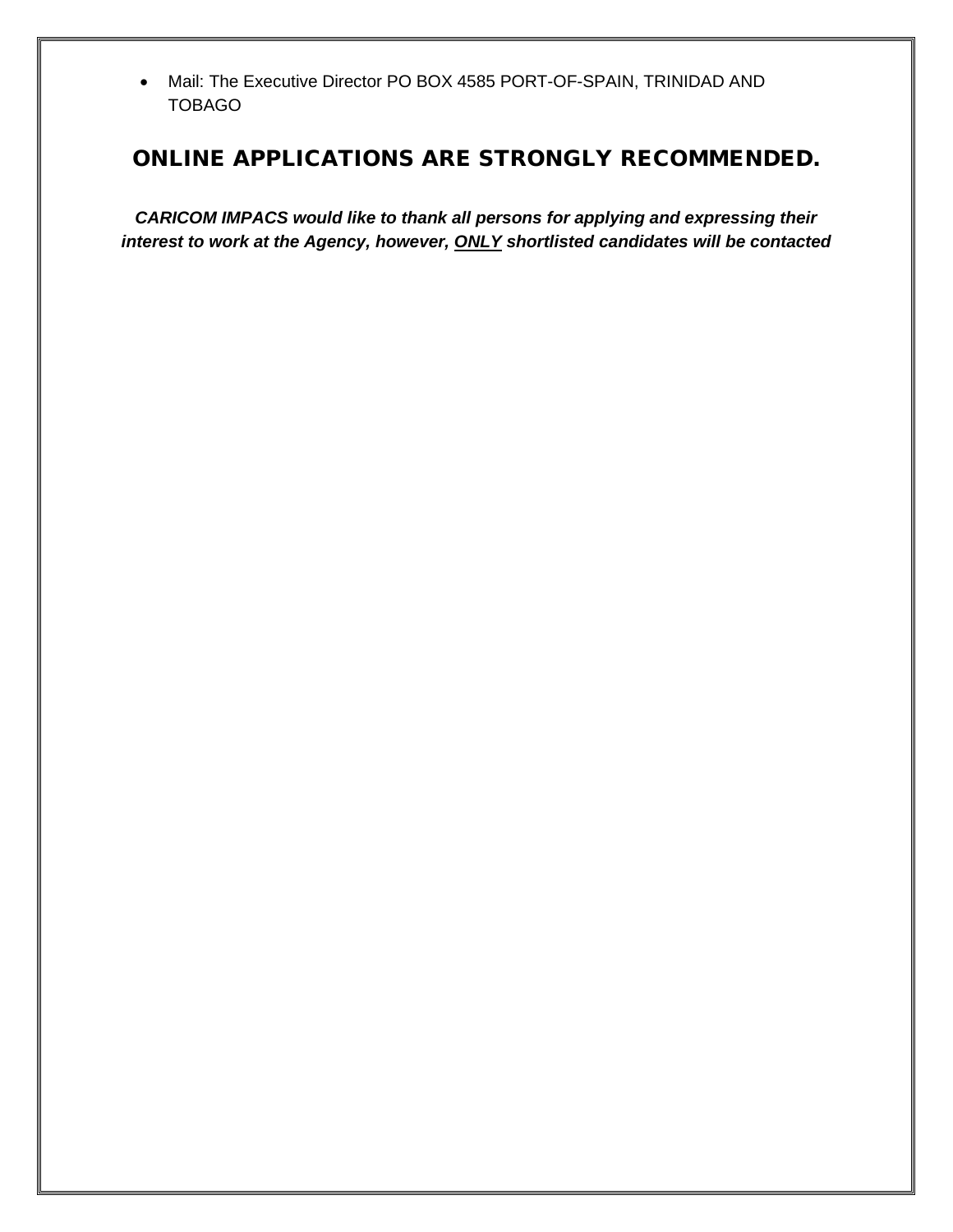- Mail: The Executive Director PO BOX 4585 PORT-OF-SPAIN, TRINIDAD AND TOBAGO

## ONLINE APPLICATIONS ARE STRONGLY RECOMMENDED.

***CARICOM IMPACS would like to thank all persons for applying and expressing their interest to work at the Agency, however, <u>ONLY</u> shortlisted candidates will be contacted***